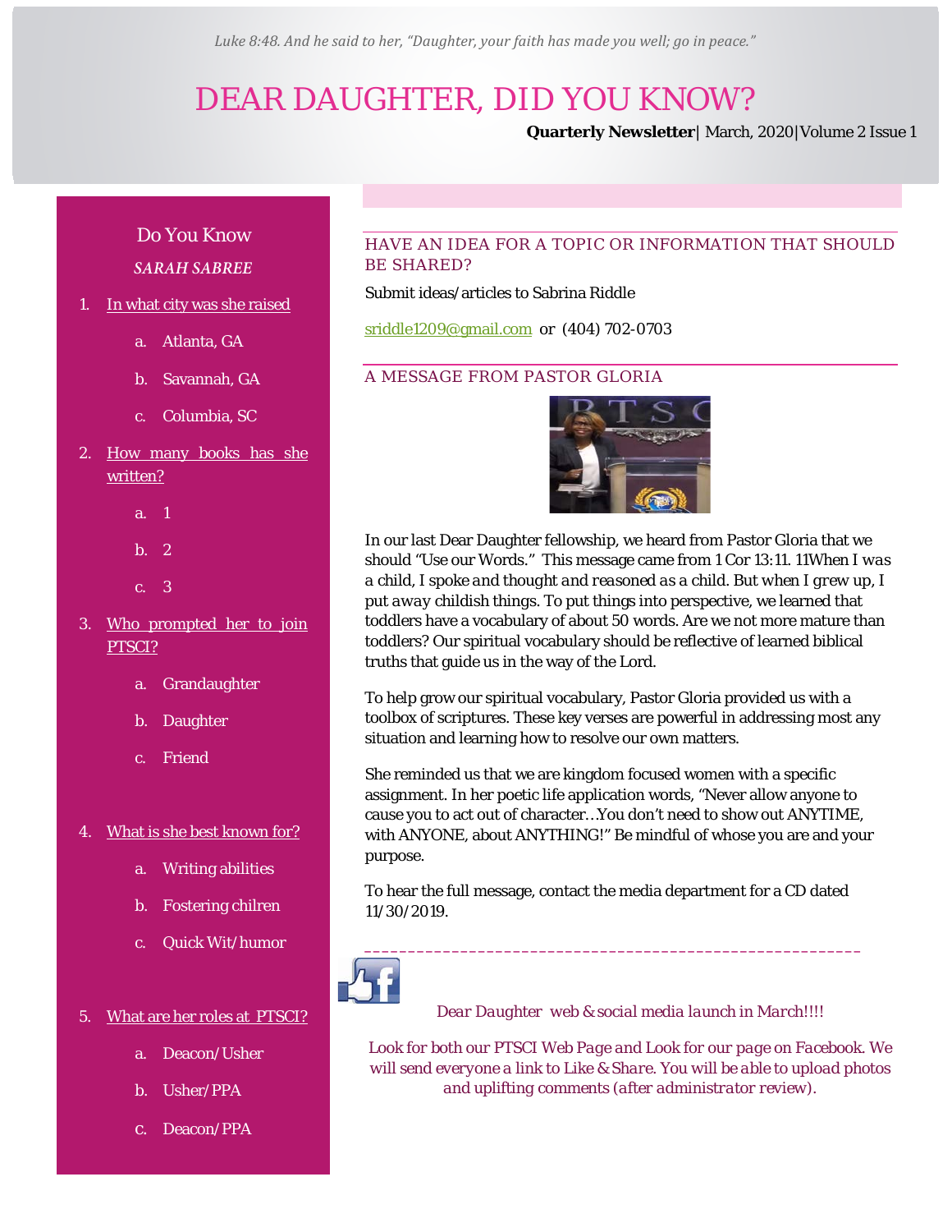*Luke 8:48. And he said to her, "Daughter, your faith has made you well; go in peace."*

# DEAR DAUGHTER, DID YOU KNOW?

**Quarterly Newsletter**| March, 2020|Volume 2 Issue 1

## Do You Know

***SARAH SABREE***

1. In what city was she raised
   a. Atlanta, GA
   b. Savannah, GA
   c. Columbia, SC
2. How many books has she written?
   a. 1
   b. 2
   c. 3
3. Who prompted her to join PTSCI?
   a. Grandaughter
   b. Daughter
   c. Friend
4. What is she best known for?
   a. Writing abilities
   b. Fostering chilren
   c. Quick Wit/humor
5. What are her roles at PTSCI?
   a. Deacon/Usher
   b. Usher/PPA
   c. Deacon/PPA

## HAVE AN IDEA FOR A TOPIC OR INFORMATION THAT SHOULD BE SHARED?

Submit ideas/articles to Sabrina Riddle

sriddle1209@gmail.com or (404) 702-0703

## A MESSAGE FROM PASTOR GLORIA

In our last Dear Daughter fellowship, we heard from Pastor Gloria that we should "Use our Words." This message came from 1 Cor 13:11. 11When I *was* a child, I spoke and thought and reasoned as a child. But when I grew up, I put *away* childish things. To put things into perspective, we learned that toddlers have a vocabulary of about 50 words. Are we not more mature than toddlers? Our spiritual vocabulary should be reflective of learned biblical truths that guide us in the way of the Lord.

To help grow our spiritual vocabulary, Pastor Gloria provided us with a toolbox of scriptures. These key verses are powerful in addressing most any situation and learning how to resolve our own matters.

She reminded us that we are kingdom focused women with a specific assignment. In her poetic life application words, "Never allow anyone to cause you to act out of character…You don't need to show out ANYTIME, with ANYONE, about ANYTHING!" Be mindful of whose you are and your purpose.

To hear the full message, contact the media department for a CD dated 11/30/2019.

---

*Dear Daughter web & social media launch in March!!!!*

*Look for both our PTSCI Web Page and Look for our page on Facebook. We will send everyone a link to Like & Share. You will be able to upload photos and uplifting comments (after administrator review).*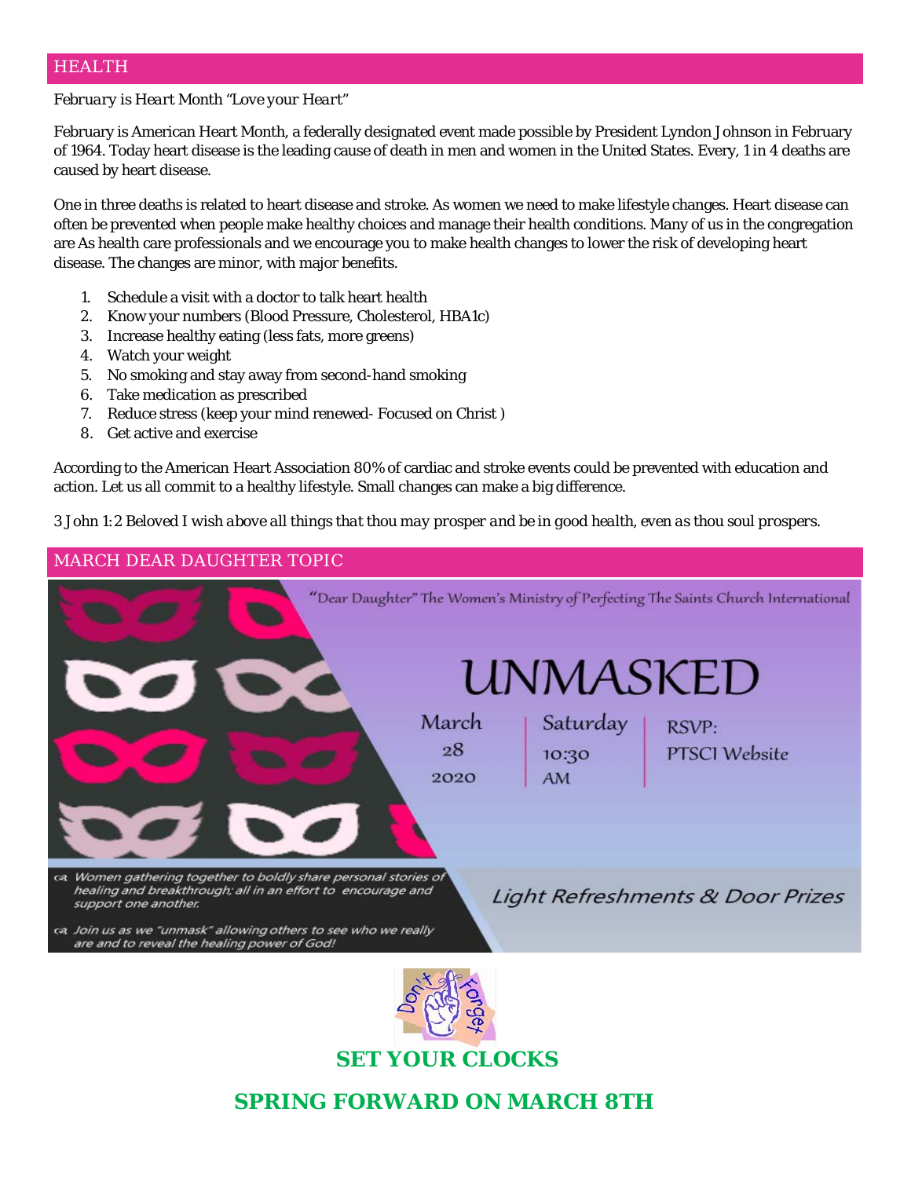## HEALTH

*February is Heart Month "Love your Heart"*

February is American Heart Month, a federally designated event made possible by President Lyndon Johnson in February of 1964. Today heart disease is the leading cause of death in men and women in the United States. Every, 1 in 4 deaths are caused by heart disease.

One in three deaths is related to heart disease and stroke. As women we need to make lifestyle changes. Heart disease can often be prevented when people make healthy choices and manage their health conditions. Many of us in the congregation are As health care professionals and we encourage you to make health changes to lower the risk of developing heart disease. The changes are minor, with major benefits.

1. Schedule a visit with a doctor to talk heart health
2. Know your numbers (Blood Pressure, Cholesterol, HBA1c)
3. Increase healthy eating (less fats, more greens)
4. Watch your weight
5. No smoking and stay away from second-hand smoking
6. Take medication as prescribed
7. Reduce stress (keep your mind renewed- Focused on Christ )
8. Get active and exercise

According to the American Heart Association 80% of cardiac and stroke events could be prevented with education and action. Let us all commit to a healthy lifestyle. Small changes can make a big difference.

*3 John 1:2 Beloved I wish above all things that thou may prosper and be in good health, even as thou soul prospers.*

## MARCH DEAR DAUGHTER TOPIC

"Dear Daughter" The Women's Ministry of Perfecting The Saints Church International

# UNMASKED

March 28 2020 | Saturday 10:30 AM | RSVP: PTSCI Website

- *Women gathering together to boldly share personal stories of healing and breakthrough; all in an effort to encourage and support one another.*
- *Join us as we "unmask" allowing others to see who we really are and to reveal the healing power of God!*

*Light Refreshments & Door Prizes*

Don't Forget

**SET YOUR CLOCKS**

**SPRING FORWARD ON MARCH 8TH**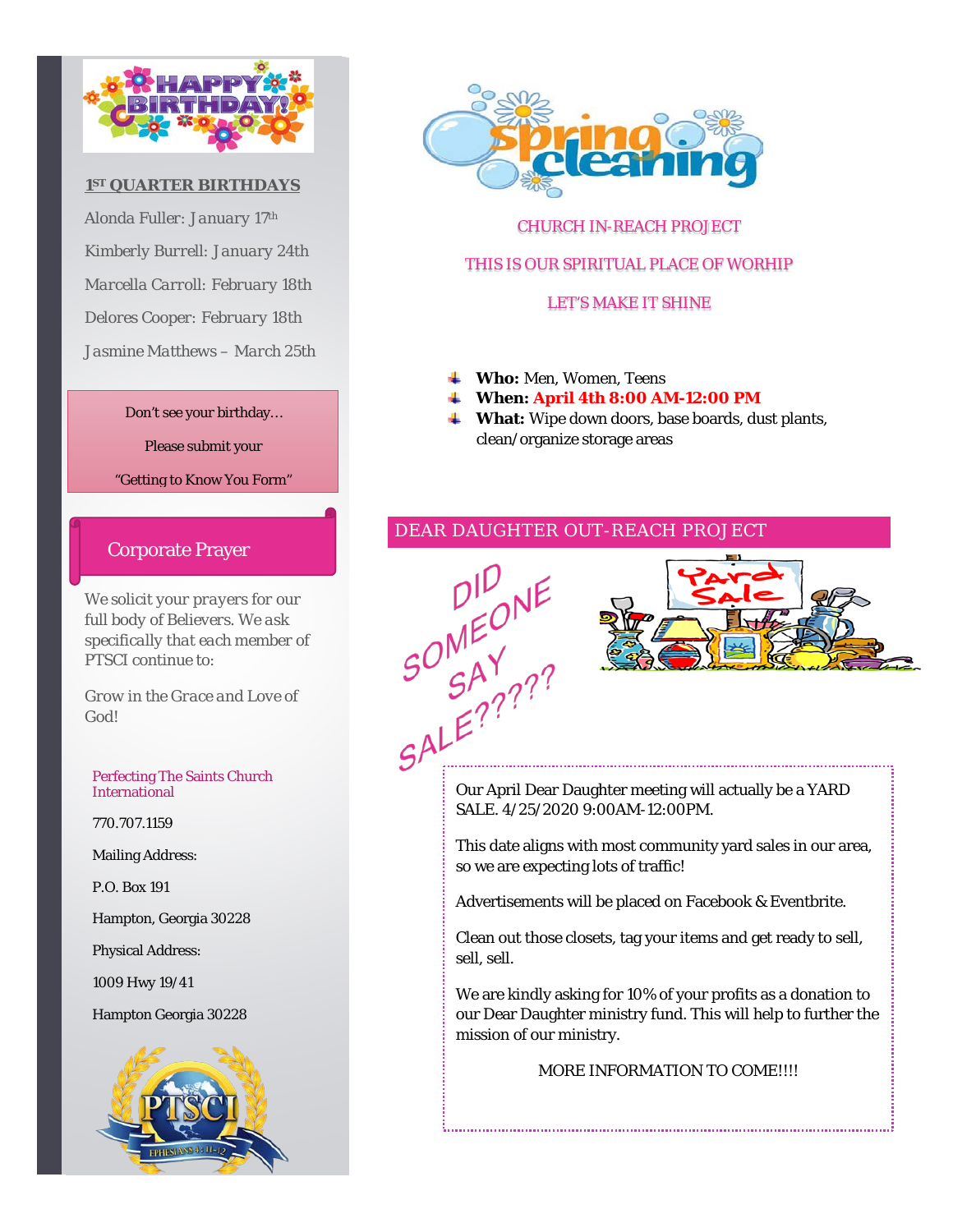## 1ST QUARTER BIRTHDAYS

Alonda Fuller: January 17th

Kimberly Burrell: January 24th

Marcella Carroll: February 18th

Delores Cooper: February 18th

Jasmine Matthews – March 25th

Don't see your birthday…

Please submit your

"Getting to Know You Form"

## Corporate Prayer

*We solicit your prayers for our full body of Believers. We ask specifically that each member of PTSCI continue to:*

*Grow in the Grace and Love of God!*

Perfecting The Saints Church International

770.707.1159

Mailing Address:

P.O. Box 191

Hampton, Georgia 30228

Physical Address:

1009 Hwy 19/41

Hampton Georgia 30228

## Spring Cleaning

CHURCH IN-REACH PROJECT

THIS IS OUR SPIRITUAL PLACE OF WORHIP

LET'S MAKE IT SHINE

- **Who:** Men, Women, Teens
- **When:** **April 4th 8:00 AM-12:00 PM**
- **What:** Wipe down doors, base boards, dust plants, clean/organize storage areas

## DEAR DAUGHTER OUT-REACH PROJECT

DID SOMEONE SAY SALE?????

Our April Dear Daughter meeting will actually be a YARD SALE. 4/25/2020 9:00AM-12:00PM.

This date aligns with most community yard sales in our area, so we are expecting lots of traffic!

Advertisements will be placed on Facebook & Eventbrite.

Clean out those closets, tag your items and get ready to sell, sell, sell.

We are kindly asking for 10% of your profits as a donation to our Dear Daughter ministry fund. This will help to further the mission of our ministry.

MORE INFORMATION TO COME!!!!